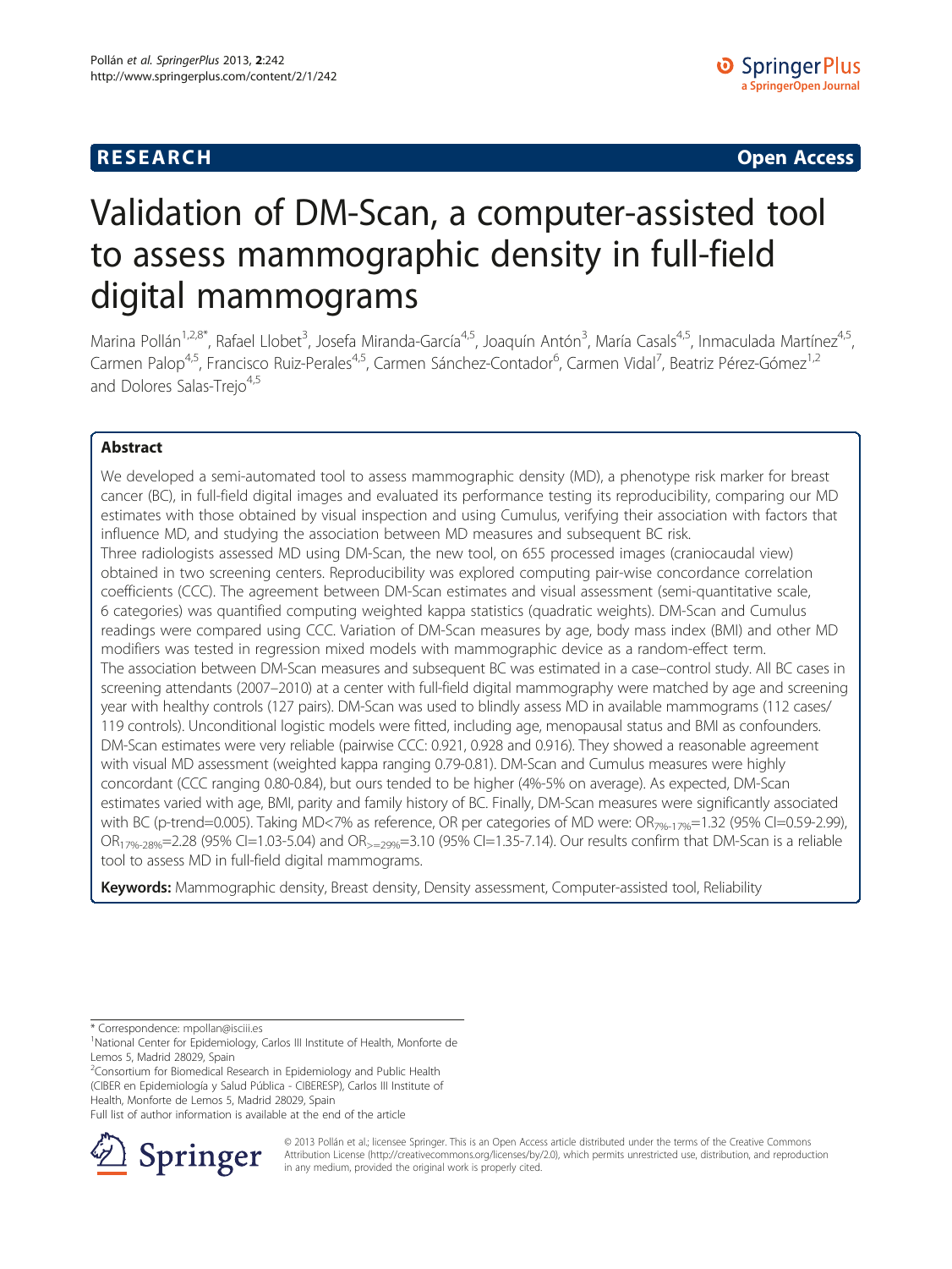**RESEARCH** **Open Access**

# Validation of DM-Scan, a computer-assisted tool to assess mammographic density in full-field digital mammograms

Marina Pollán[1,2,8*], Rafael Llobet[3], Josefa Miranda-García[4,5], Joaquín Antón[3], María Casals[4,5], Inmaculada Martínez[4,5], Carmen Palop[4,5], Francisco Ruiz-Perales[4,5], Carmen Sánchez-Contador[6], Carmen Vidal[7], Beatriz Pérez-Gómez[1,2] and Dolores Salas-Trejo[4,5]

## Abstract

We developed a semi-automated tool to assess mammographic density (MD), a phenotype risk marker for breast cancer (BC), in full-field digital images and evaluated its performance testing its reproducibility, comparing our MD estimates with those obtained by visual inspection and using Cumulus, verifying their association with factors that influence MD, and studying the association between MD measures and subsequent BC risk.

Three radiologists assessed MD using DM-Scan, the new tool, on 655 processed images (craniocaudal view) obtained in two screening centers. Reproducibility was explored computing pair-wise concordance correlation coefficients (CCC). The agreement between DM-Scan estimates and visual assessment (semi-quantitative scale, 6 categories) was quantified computing weighted kappa statistics (quadratic weights). DM-Scan and Cumulus readings were compared using CCC. Variation of DM-Scan measures by age, body mass index (BMI) and other MD modifiers was tested in regression mixed models with mammographic device as a random-effect term.

The association between DM-Scan measures and subsequent BC was estimated in a case–control study. All BC cases in screening attendants (2007–2010) at a center with full-field digital mammography were matched by age and screening year with healthy controls (127 pairs). DM-Scan was used to blindly assess MD in available mammograms (112 cases/ 119 controls). Unconditional logistic models were fitted, including age, menopausal status and BMI as confounders. DM-Scan estimates were very reliable (pairwise CCC: 0.921, 0.928 and 0.916). They showed a reasonable agreement with visual MD assessment (weighted kappa ranging 0.79-0.81). DM-Scan and Cumulus measures were highly concordant (CCC ranging 0.80-0.84), but ours tended to be higher (4%-5% on average). As expected, DM-Scan estimates varied with age, BMI, parity and family history of BC. Finally, DM-Scan measures were significantly associated with BC (p-trend=0.005). Taking MD<7% as reference, OR per categories of MD were: $OR_{7\%-17\%}$=1.32 (95% CI=0.59-2.99), $OR_{17\%-28\%}$=2.28 (95% CI=1.03-5.04) and $OR_{>=29\%}$=3.10 (95% CI=1.35-7.14). Our results confirm that DM-Scan is a reliable tool to assess MD in full-field digital mammograms.

**Keywords:** Mammographic density, Breast density, Density assessment, Computer-assisted tool, Reliability

\* Correspondence: mpollan@isciii.es
[1]National Center for Epidemiology, Carlos III Institute of Health, Monforte de Lemos 5, Madrid 28029, Spain
[2]Consortium for Biomedical Research in Epidemiology and Public Health (CIBER en Epidemiología y Salud Pública - CIBERESP), Carlos III Institute of Health, Monforte de Lemos 5, Madrid 28029, Spain
Full list of author information is available at the end of the article

© 2013 Pollán et al.; licensee Springer. This is an Open Access article distributed under the terms of the Creative Commons Attribution License (http://creativecommons.org/licenses/by/2.0), which permits unrestricted use, distribution, and reproduction in any medium, provided the original work is properly cited.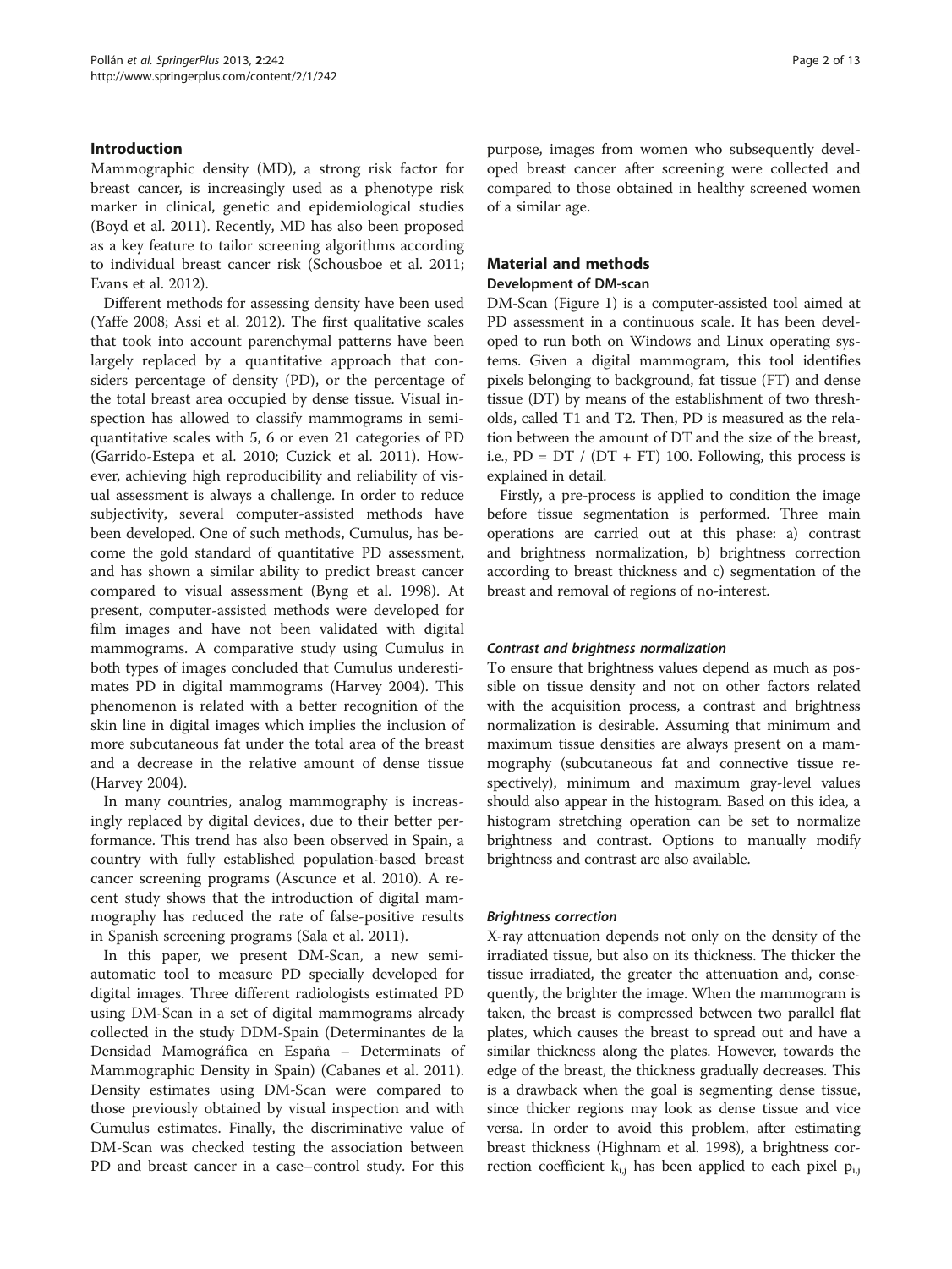## Introduction

Mammographic density (MD), a strong risk factor for breast cancer, is increasingly used as a phenotype risk marker in clinical, genetic and epidemiological studies (Boyd et al. 2011). Recently, MD has also been proposed as a key feature to tailor screening algorithms according to individual breast cancer risk (Schousboe et al. 2011; Evans et al. 2012).

Different methods for assessing density have been used (Yaffe 2008; Assi et al. 2012). The first qualitative scales that took into account parenchymal patterns have been largely replaced by a quantitative approach that considers percentage of density (PD), or the percentage of the total breast area occupied by dense tissue. Visual inspection has allowed to classify mammograms in semi-quantitative scales with 5, 6 or even 21 categories of PD (Garrido-Estepa et al. 2010; Cuzick et al. 2011). However, achieving high reproducibility and reliability of visual assessment is always a challenge. In order to reduce subjectivity, several computer-assisted methods have been developed. One of such methods, Cumulus, has become the gold standard of quantitative PD assessment, and has shown a similar ability to predict breast cancer compared to visual assessment (Byng et al. 1998). At present, computer-assisted methods were developed for film images and have not been validated with digital mammograms. A comparative study using Cumulus in both types of images concluded that Cumulus underestimates PD in digital mammograms (Harvey 2004). This phenomenon is related with a better recognition of the skin line in digital images which implies the inclusion of more subcutaneous fat under the total area of the breast and a decrease in the relative amount of dense tissue (Harvey 2004).

In many countries, analog mammography is increasingly replaced by digital devices, due to their better performance. This trend has also been observed in Spain, a country with fully established population-based breast cancer screening programs (Ascunce et al. 2010). A recent study shows that the introduction of digital mammography has reduced the rate of false-positive results in Spanish screening programs (Sala et al. 2011).

In this paper, we present DM-Scan, a new semi-automatic tool to measure PD specially developed for digital images. Three different radiologists estimated PD using DM-Scan in a set of digital mammograms already collected in the study DDM-Spain (Determinantes de la Densidad Mamográfica en España – Determinats of Mammographic Density in Spain) (Cabanes et al. 2011). Density estimates using DM-Scan were compared to those previously obtained by visual inspection and with Cumulus estimates. Finally, the discriminative value of DM-Scan was checked testing the association between PD and breast cancer in a case–control study. For this purpose, images from women who subsequently developed breast cancer after screening were collected and compared to those obtained in healthy screened women of a similar age.

## Material and methods

### Development of DM-scan

DM-Scan (Figure 1) is a computer-assisted tool aimed at PD assessment in a continuous scale. It has been developed to run both on Windows and Linux operating systems. Given a digital mammogram, this tool identifies pixels belonging to background, fat tissue (FT) and dense tissue (DT) by means of the establishment of two thresholds, called T1 and T2. Then, PD is measured as the relation between the amount of DT and the size of the breast, i.e., PD = DT / (DT + FT) 100. Following, this process is explained in detail.

Firstly, a pre-process is applied to condition the image before tissue segmentation is performed. Three main operations are carried out at this phase: a) contrast and brightness normalization, b) brightness correction according to breast thickness and c) segmentation of the breast and removal of regions of no-interest.

#### *Contrast and brightness normalization*

To ensure that brightness values depend as much as possible on tissue density and not on other factors related with the acquisition process, a contrast and brightness normalization is desirable. Assuming that minimum and maximum tissue densities are always present on a mammography (subcutaneous fat and connective tissue respectively), minimum and maximum gray-level values should also appear in the histogram. Based on this idea, a histogram stretching operation can be set to normalize brightness and contrast. Options to manually modify brightness and contrast are also available.

#### *Brightness correction*

X-ray attenuation depends not only on the density of the irradiated tissue, but also on its thickness. The thicker the tissue irradiated, the greater the attenuation and, consequently, the brighter the image. When the mammogram is taken, the breast is compressed between two parallel flat plates, which causes the breast to spread out and have a similar thickness along the plates. However, towards the edge of the breast, the thickness gradually decreases. This is a drawback when the goal is segmenting dense tissue, since thicker regions may look as dense tissue and vice versa. In order to avoid this problem, after estimating breast thickness (Highnam et al. 1998), a brightness correction coefficient $k_{i,j}$ has been applied to each pixel $p_{i,j}$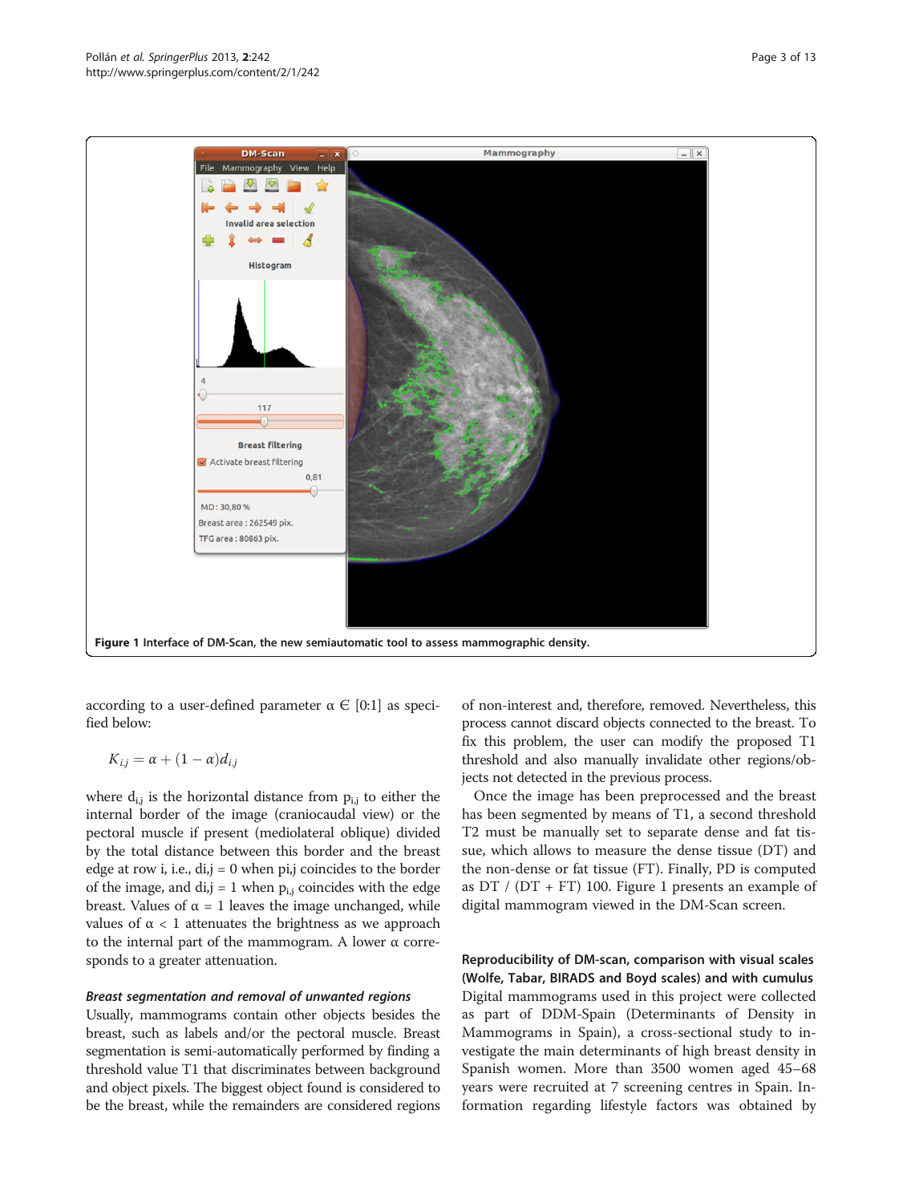Figure 1 Interface of DM-Scan, the new semiautomatic tool to assess mammographic density.

according to a user-defined parameter $\alpha \in [0{:}1]$ as specified below:

$$K_{i,j} = \alpha + (1 - \alpha) d_{i,j}$$

where $d_{i,j}$ is the horizontal distance from $p_{i,j}$ to either the internal border of the image (craniocaudal view) or the pectoral muscle if present (mediolateral oblique) divided by the total distance between this border and the breast edge at row i, i.e., $d_{i,j} = 0$ when $p_{i,j}$ coincides to the border of the image, and $d_{i,j} = 1$ when $p_{i,j}$ coincides with the edge breast. Values of $\alpha = 1$ leaves the image unchanged, while values of $\alpha < 1$ attenuates the brightness as we approach to the internal part of the mammogram. A lower $\alpha$ corresponds to a greater attenuation.

### *Breast segmentation and removal of unwanted regions*

Usually, mammograms contain other objects besides the breast, such as labels and/or the pectoral muscle. Breast segmentation is semi-automatically performed by finding a threshold value T1 that discriminates between background and object pixels. The biggest object found is considered to be the breast, while the remainders are considered regions of non-interest and, therefore, removed. Nevertheless, this process cannot discard objects connected to the breast. To fix this problem, the user can modify the proposed T1 threshold and also manually invalidate other regions/objects not detected in the previous process.

Once the image has been preprocessed and the breast has been segmented by means of T1, a second threshold T2 must be manually set to separate dense and fat tissue, which allows to measure the dense tissue (DT) and the non-dense or fat tissue (FT). Finally, PD is computed as DT / (DT + FT) 100. Figure 1 presents an example of digital mammogram viewed in the DM-Scan screen.

### Reproducibility of DM-scan, comparison with visual scales (Wolfe, Tabar, BIRADS and Boyd scales) and with cumulus

Digital mammograms used in this project were collected as part of DDM-Spain (Determinants of Density in Mammograms in Spain), a cross-sectional study to investigate the main determinants of high breast density in Spanish women. More than 3500 women aged 45–68 years were recruited at 7 screening centres in Spain. Information regarding lifestyle factors was obtained by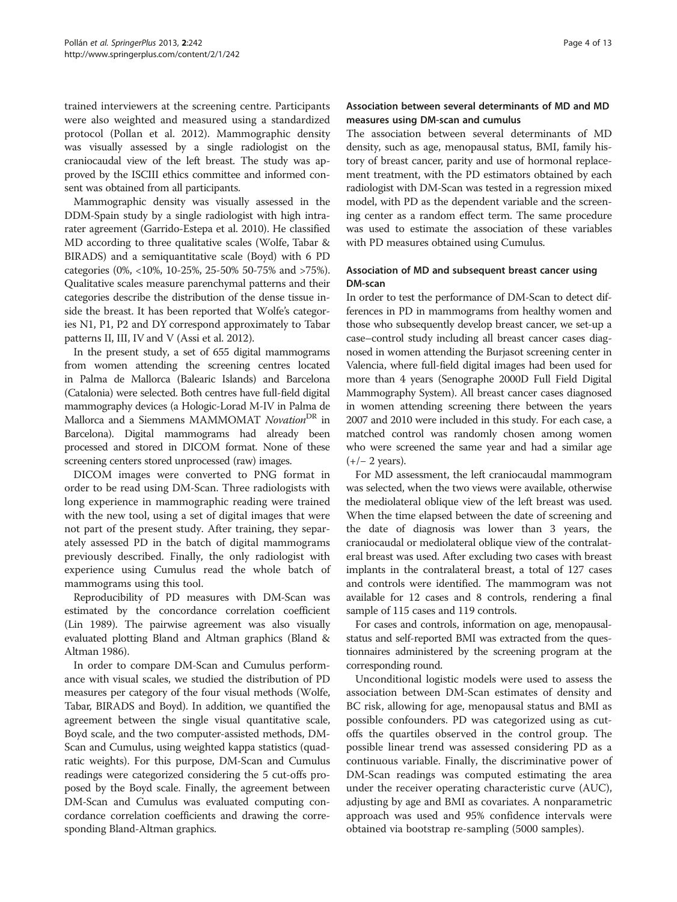trained interviewers at the screening centre. Participants were also weighted and measured using a standardized protocol (Pollan et al. 2012). Mammographic density was visually assessed by a single radiologist on the craniocaudal view of the left breast. The study was approved by the ISCIII ethics committee and informed consent was obtained from all participants.

Mammographic density was visually assessed in the DDM-Spain study by a single radiologist with high intra-rater agreement (Garrido-Estepa et al. 2010). He classified MD according to three qualitative scales (Wolfe, Tabar & BIRADS) and a semiquantitative scale (Boyd) with 6 PD categories (0%, <10%, 10-25%, 25-50% 50-75% and >75%). Qualitative scales measure parenchymal patterns and their categories describe the distribution of the dense tissue inside the breast. It has been reported that Wolfe's categories N1, P1, P2 and DY correspond approximately to Tabar patterns II, III, IV and V (Assi et al. 2012).

In the present study, a set of 655 digital mammograms from women attending the screening centres located in Palma de Mallorca (Balearic Islands) and Barcelona (Catalonia) were selected. Both centres have full-field digital mammography devices (a Hologic-Lorad M-IV in Palma de Mallorca and a Siemmens MAMMOMAT *Novation*$^{DR}$ in Barcelona). Digital mammograms had already been processed and stored in DICOM format. None of these screening centers stored unprocessed (raw) images.

DICOM images were converted to PNG format in order to be read using DM-Scan. Three radiologists with long experience in mammographic reading were trained with the new tool, using a set of digital images that were not part of the present study. After training, they separately assessed PD in the batch of digital mammograms previously described. Finally, the only radiologist with experience using Cumulus read the whole batch of mammograms using this tool.

Reproducibility of PD measures with DM-Scan was estimated by the concordance correlation coefficient (Lin 1989). The pairwise agreement was also visually evaluated plotting Bland and Altman graphics (Bland & Altman 1986).

In order to compare DM-Scan and Cumulus performance with visual scales, we studied the distribution of PD measures per category of the four visual methods (Wolfe, Tabar, BIRADS and Boyd). In addition, we quantified the agreement between the single visual quantitative scale, Boyd scale, and the two computer-assisted methods, DM-Scan and Cumulus, using weighted kappa statistics (quadratic weights). For this purpose, DM-Scan and Cumulus readings were categorized considering the 5 cut-offs proposed by the Boyd scale. Finally, the agreement between DM-Scan and Cumulus was evaluated computing concordance correlation coefficients and drawing the corresponding Bland-Altman graphics.

### Association between several determinants of MD and MD measures using DM-scan and cumulus

The association between several determinants of MD density, such as age, menopausal status, BMI, family history of breast cancer, parity and use of hormonal replacement treatment, with the PD estimators obtained by each radiologist with DM-Scan was tested in a regression mixed model, with PD as the dependent variable and the screening center as a random effect term. The same procedure was used to estimate the association of these variables with PD measures obtained using Cumulus.

### Association of MD and subsequent breast cancer using DM-scan

In order to test the performance of DM-Scan to detect differences in PD in mammograms from healthy women and those who subsequently develop breast cancer, we set-up a case–control study including all breast cancer cases diagnosed in women attending the Burjasot screening center in Valencia, where full-field digital images had been used for more than 4 years (Senographe 2000D Full Field Digital Mammography System). All breast cancer cases diagnosed in women attending screening there between the years 2007 and 2010 were included in this study. For each case, a matched control was randomly chosen among women who were screened the same year and had a similar age (+/− 2 years).

For MD assessment, the left craniocaudal mammogram was selected, when the two views were available, otherwise the mediolateral oblique view of the left breast was used. When the time elapsed between the date of screening and the date of diagnosis was lower than 3 years, the craniocaudal or mediolateral oblique view of the contralateral breast was used. After excluding two cases with breast implants in the contralateral breast, a total of 127 cases and controls were identified. The mammogram was not available for 12 cases and 8 controls, rendering a final sample of 115 cases and 119 controls.

For cases and controls, information on age, menopausal-status and self-reported BMI was extracted from the questionnaires administered by the screening program at the corresponding round.

Unconditional logistic models were used to assess the association between DM-Scan estimates of density and BC risk, allowing for age, menopausal status and BMI as possible confounders. PD was categorized using as cut-offs the quartiles observed in the control group. The possible linear trend was assessed considering PD as a continuous variable. Finally, the discriminative power of DM-Scan readings was computed estimating the area under the receiver operating characteristic curve (AUC), adjusting by age and BMI as covariates. A nonparametric approach was used and 95% confidence intervals were obtained via bootstrap re-sampling (5000 samples).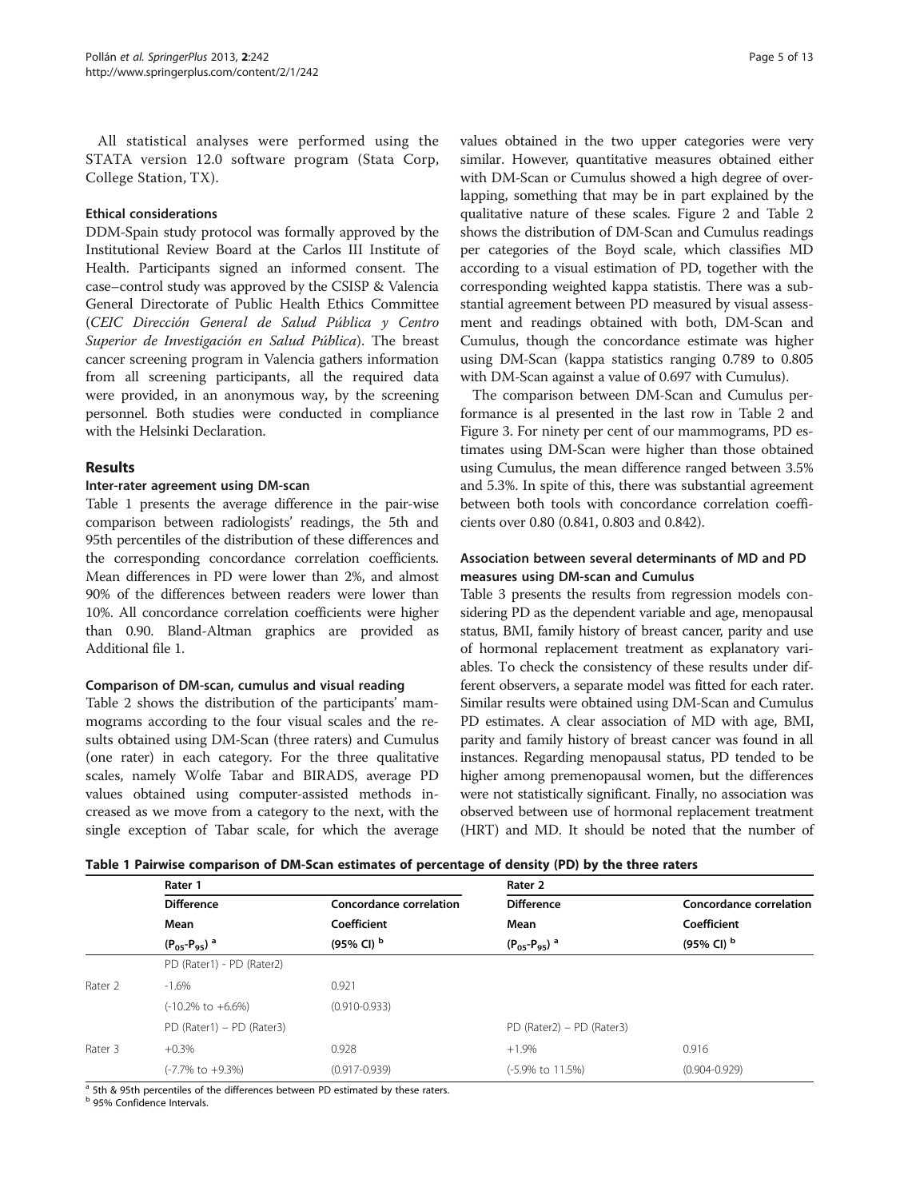All statistical analyses were performed using the STATA version 12.0 software program (Stata Corp, College Station, TX).

#### Ethical considerations

DDM-Spain study protocol was formally approved by the Institutional Review Board at the Carlos III Institute of Health. Participants signed an informed consent. The case–control study was approved by the CSISP & Valencia General Directorate of Public Health Ethics Committee (*CEIC Dirección General de Salud Pública y Centro Superior de Investigación en Salud Pública*). The breast cancer screening program in Valencia gathers information from all screening participants, all the required data were provided, in an anonymous way, by the screening personnel. Both studies were conducted in compliance with the Helsinki Declaration.

## Results

#### Inter-rater agreement using DM-scan

Table 1 presents the average difference in the pair-wise comparison between radiologists' readings, the 5th and 95th percentiles of the distribution of these differences and the corresponding concordance correlation coefficients. Mean differences in PD were lower than 2%, and almost 90% of the differences between readers were lower than 10%. All concordance correlation coefficients were higher than 0.90. Bland-Altman graphics are provided as Additional file 1.

#### Comparison of DM-scan, cumulus and visual reading

Table 2 shows the distribution of the participants' mammograms according to the four visual scales and the results obtained using DM-Scan (three raters) and Cumulus (one rater) in each category. For the three qualitative scales, namely Wolfe Tabar and BIRADS, average PD values obtained using computer-assisted methods increased as we move from a category to the next, with the single exception of Tabar scale, for which the average values obtained in the two upper categories were very similar. However, quantitative measures obtained either with DM-Scan or Cumulus showed a high degree of overlapping, something that may be in part explained by the qualitative nature of these scales. Figure 2 and Table 2 shows the distribution of DM-Scan and Cumulus readings per categories of the Boyd scale, which classifies MD according to a visual estimation of PD, together with the corresponding weighted kappa statistis. There was a substantial agreement between PD measured by visual assessment and readings obtained with both, DM-Scan and Cumulus, though the concordance estimate was higher using DM-Scan (kappa statistics ranging 0.789 to 0.805 with DM-Scan against a value of 0.697 with Cumulus).

The comparison between DM-Scan and Cumulus performance is al presented in the last row in Table 2 and Figure 3. For ninety per cent of our mammograms, PD estimates using DM-Scan were higher than those obtained using Cumulus, the mean difference ranged between 3.5% and 5.3%. In spite of this, there was substantial agreement between both tools with concordance correlation coefficients over 0.80 (0.841, 0.803 and 0.842).

#### Association between several determinants of MD and PD measures using DM-scan and Cumulus

Table 3 presents the results from regression models considering PD as the dependent variable and age, menopausal status, BMI, family history of breast cancer, parity and use of hormonal replacement treatment as explanatory variables. To check the consistency of these results under different observers, a separate model was fitted for each rater. Similar results were obtained using DM-Scan and Cumulus PD estimates. A clear association of MD with age, BMI, parity and family history of breast cancer was found in all instances. Regarding menopausal status, PD tended to be higher among premenopausal women, but the differences were not statistically significant. Finally, no association was observed between use of hormonal replacement treatment (HRT) and MD. It should be noted that the number of

**Table 1 Pairwise comparison of DM-Scan estimates of percentage of density (PD) by the three raters**

| | Rater 1 | | Rater 2 | |
|---|---|---|---|---|
| | Difference | Concordance correlation | Difference | Concordance correlation |
| | Mean | Coefficient | Mean | Coefficient |
| | $(P_{05}\text{-}P_{95})$ [a] | (95% CI) [b] | $(P_{05}\text{-}P_{95})$ [a] | (95% CI) [b] |
| | PD (Rater1) - PD (Rater2) | | | |
| Rater 2 | -1.6% | 0.921 | | |
| | (-10.2% to +6.6%) | (0.910-0.933) | | |
| | PD (Rater1) – PD (Rater3) | | PD (Rater2) – PD (Rater3) | |
| Rater 3 | +0.3% | 0.928 | +1.9% | 0.916 |
| | (-7.7% to +9.3%) | (0.917-0.939) | (-5.9% to 11.5%) | (0.904-0.929) |

[a] 5th & 95th percentiles of the differences between PD estimated by these raters.
[b] 95% Confidence Intervals.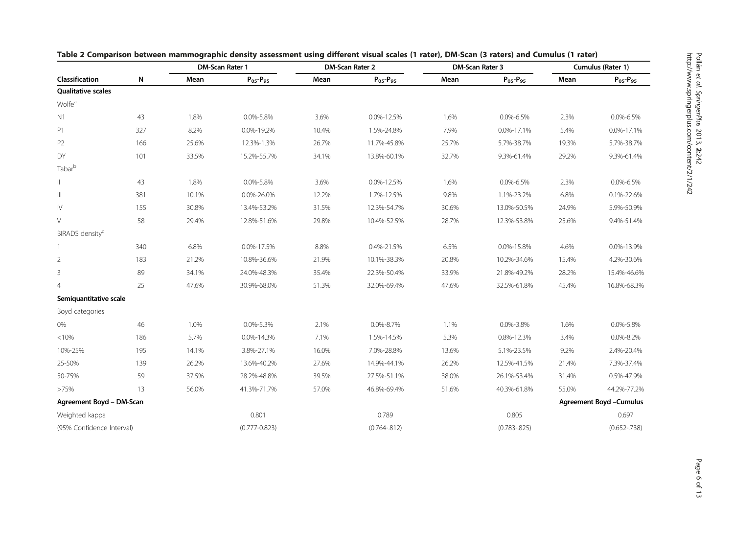**Table 2 Comparison between mammographic density assessment using different visual scales (1 rater), DM-Scan (3 raters) and Cumulus (1 rater)**

| | | DM-Scan Rater 1 | | DM-Scan Rater 2 | | DM-Scan Rater 3 | | Cumulus (Rater 1) | |
|---|---|---|---|---|---|---|---|---|---|
| Classification | N | Mean | $P_{05}$-$P_{95}$ | Mean | $P_{05}$-$P_{95}$ | Mean | $P_{05}$-$P_{95}$ | Mean | $P_{05}$-$P_{95}$ |
| **Qualitative scales** | | | | | | | | | |
| Wolfe[a] | | | | | | | | | |
| N1 | 43 | 1.8% | 0.0%-5.8% | 3.6% | 0.0%-12.5% | 1.6% | 0.0%-6.5% | 2.3% | 0.0%-6.5% |
| P1 | 327 | 8.2% | 0.0%-19.2% | 10.4% | 1.5%-24.8% | 7.9% | 0.0%-17.1% | 5.4% | 0.0%-17.1% |
| P2 | 166 | 25.6% | 12.3%-1.3% | 26.7% | 11.7%-45.8% | 25.7% | 5.7%-38.7% | 19.3% | 5.7%-38.7% |
| DY | 101 | 33.5% | 15.2%-55.7% | 34.1% | 13.8%-60.1% | 32.7% | 9.3%-61.4% | 29.2% | 9.3%-61.4% |
| Tabar[b] | | | | | | | | | |
| II | 43 | 1.8% | 0.0%-5.8% | 3.6% | 0.0%-12.5% | 1.6% | 0.0%-6.5% | 2.3% | 0.0%-6.5% |
| III | 381 | 10.1% | 0.0%-26.0% | 12.2% | 1.7%-12.5% | 9.8% | 1.1%-23.2% | 6.8% | 0.1%-22.6% |
| IV | 155 | 30.8% | 13.4%-53.2% | 31.5% | 12.3%-54.7% | 30.6% | 13.0%-50.5% | 24.9% | 5.9%-50.9% |
| V | 58 | 29.4% | 12.8%-51.6% | 29.8% | 10.4%-52.5% | 28.7% | 12.3%-53.8% | 25.6% | 9.4%-51.4% |
| BIRADS density[c] | | | | | | | | | |
| 1 | 340 | 6.8% | 0.0%-17.5% | 8.8% | 0.4%-21.5% | 6.5% | 0.0%-15.8% | 4.6% | 0.0%-13.9% |
| 2 | 183 | 21.2% | 10.8%-36.6% | 21.9% | 10.1%-38.3% | 20.8% | 10.2%-34.6% | 15.4% | 4.2%-30.6% |
| 3 | 89 | 34.1% | 24.0%-48.3% | 35.4% | 22.3%-50.4% | 33.9% | 21.8%-49.2% | 28.2% | 15.4%-46.6% |
| 4 | 25 | 47.6% | 30.9%-68.0% | 51.3% | 32.0%-69.4% | 47.6% | 32.5%-61.8% | 45.4% | 16.8%-68.3% |
| **Semiquantitative scale** | | | | | | | | | |
| Boyd categories | | | | | | | | | |
| 0% | 46 | 1.0% | 0.0%-5.3% | 2.1% | 0.0%-8.7% | 1.1% | 0.0%-3.8% | 1.6% | 0.0%-5.8% |
| <10% | 186 | 5.7% | 0.0%-14.3% | 7.1% | 1.5%-14.5% | 5.3% | 0.8%-12.3% | 3.4% | 0.0%-8.2% |
| 10%-25% | 195 | 14.1% | 3.8%-27.1% | 16.0% | 7.0%-28.8% | 13.6% | 5.1%-23.5% | 9.2% | 2.4%-20.4% |
| 25-50% | 139 | 26.2% | 13.6%-40.2% | 27.6% | 14.9%-44.1% | 26.2% | 12.5%-41.5% | 21.4% | 7.3%-37.4% |
| 50-75% | 59 | 37.5% | 28.2%-48.8% | 39.5% | 27.5%-51.1% | 38.0% | 26.1%-53.4% | 31.4% | 0.5%-47.9% |
| >75% | 13 | 56.0% | 41.3%-71.7% | 57.0% | 46.8%-69.4% | 51.6% | 40.3%-61.8% | 55.0% | 44.2%-77.2% |
| **Agreement Boyd – DM-Scan** | | | | | | | | **Agreement Boyd –Cumulus** | |
| Weighted kappa | | | 0.801 | | 0.789 | | 0.805 | | 0.697 |
| (95% Confidence Interval) | | | (0.777-0.823) | | (0.764-.812) | | (0.783-.825) | | (0.652-.738) |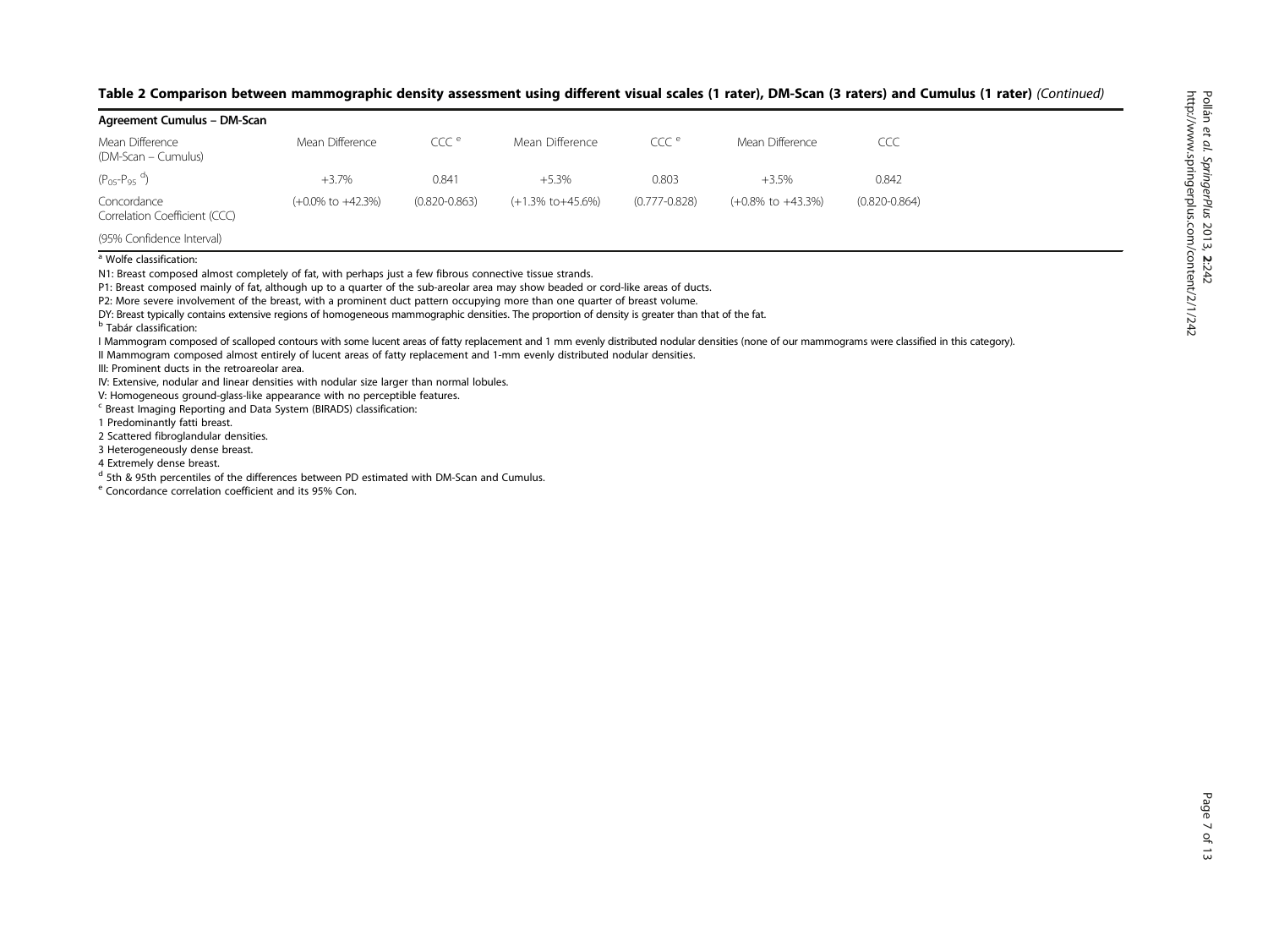**Table 2 Comparison between mammographic density assessment using different visual scales (1 rater), DM-Scan (3 raters) and Cumulus (1 rater)** *(Continued)*

| **Agreement Cumulus – DM-Scan** | | | | | | |
|---|---|---|---|---|---|---|
| Mean Difference (DM-Scan – Cumulus) | Mean Difference | CCC [e] | Mean Difference | CCC [e] | Mean Difference | CCC |
| ($P_{05}$-$P_{95}$ [d]) | +3.7% | 0.841 | +5.3% | 0.803 | +3.5% | 0.842 |
| Concordance Correlation Coefficient (CCC) | (+0.0% to +42.3%) | (0.820-0.863) | (+1.3% to+45.6%) | (0.777-0.828) | (+0.8% to +43.3%) | (0.820-0.864) |
| (95% Confidence Interval) | | | | | | |

[a] Wolfe classification:

N1: Breast composed almost completely of fat, with perhaps just a few fibrous connective tissue strands.

P1: Breast composed mainly of fat, although up to a quarter of the sub-areolar area may show beaded or cord-like areas of ducts.

P2: More severe involvement of the breast, with a prominent duct pattern occupying more than one quarter of breast volume.

DY: Breast typically contains extensive regions of homogeneous mammographic densities. The proportion of density is greater than that of the fat.

[b] Tabár classification:

I Mammogram composed of scalloped contours with some lucent areas of fatty replacement and 1 mm evenly distributed nodular densities (none of our mammograms were classified in this category).

II Mammogram composed almost entirely of lucent areas of fatty replacement and 1-mm evenly distributed nodular densities.

III: Prominent ducts in the retroareolar area.

IV: Extensive, nodular and linear densities with nodular size larger than normal lobules.

V: Homogeneous ground-glass-like appearance with no perceptible features.

[c] Breast Imaging Reporting and Data System (BIRADS) classification:

1 Predominantly fatti breast.

2 Scattered fibroglandular densities.

3 Heterogeneously dense breast.

4 Extremely dense breast.

[d] 5th & 95th percentiles of the differences between PD estimated with DM-Scan and Cumulus.

[e] Concordance correlation coefficient and its 95% Con.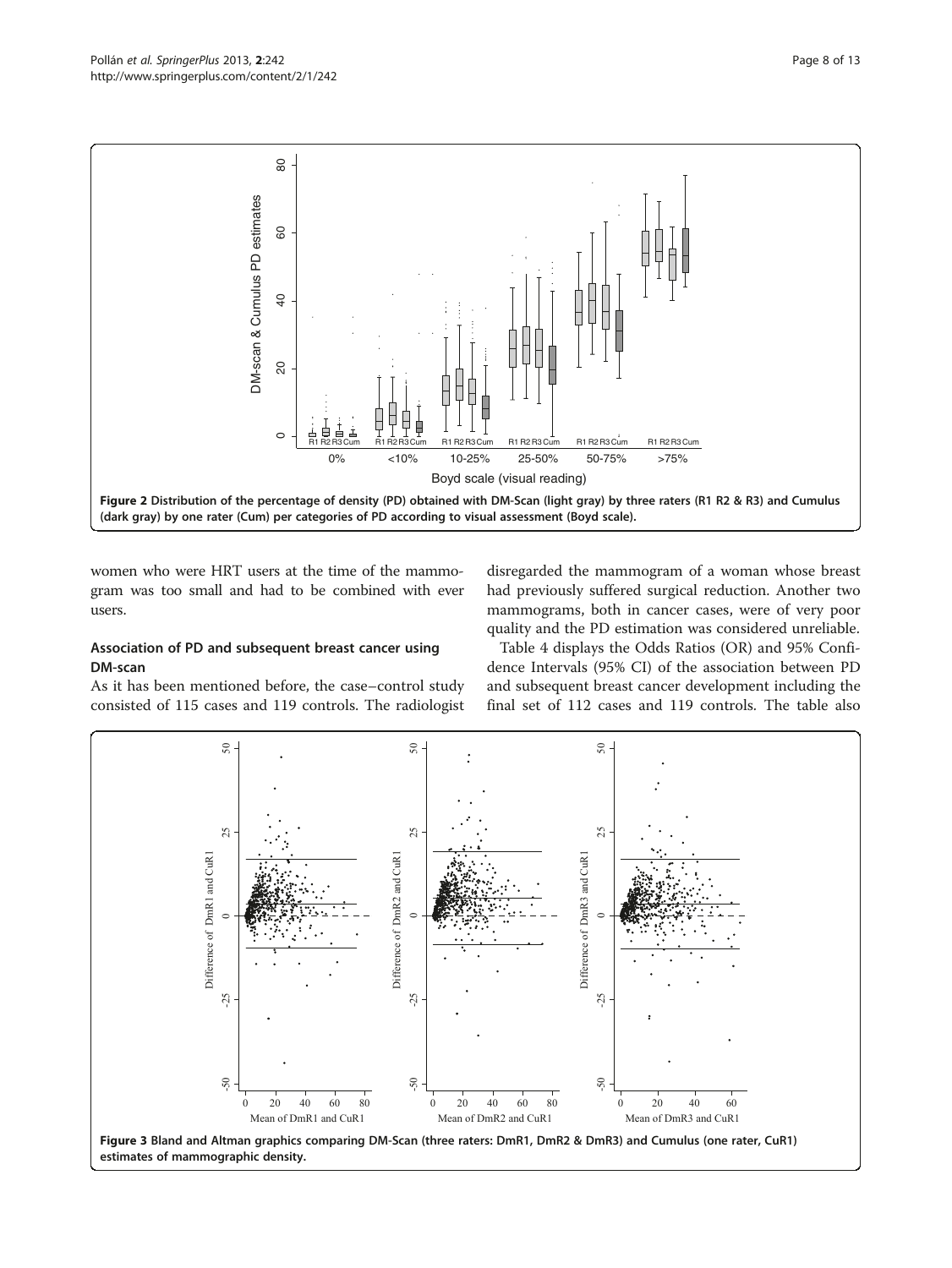Figure 2 Distribution of the percentage of density (PD) obtained with DM-Scan (light gray) by three raters (R1 R2 & R3) and Cumulus (dark gray) by one rater (Cum) per categories of PD according to visual assessment (Boyd scale).

women who were HRT users at the time of the mammogram was too small and had to be combined with ever users.

### Association of PD and subsequent breast cancer using DM-scan

As it has been mentioned before, the case–control study consisted of 115 cases and 119 controls. The radiologist disregarded the mammogram of a woman whose breast had previously suffered surgical reduction. Another two mammograms, both in cancer cases, were of very poor quality and the PD estimation was considered unreliable.

Table 4 displays the Odds Ratios (OR) and 95% Confidence Intervals (95% CI) of the association between PD and subsequent breast cancer development including the final set of 112 cases and 119 controls. The table also

Figure 3 Bland and Altman graphics comparing DM-Scan (three raters: DmR1, DmR2 & DmR3) and Cumulus (one rater, CuR1) estimates of mammographic density.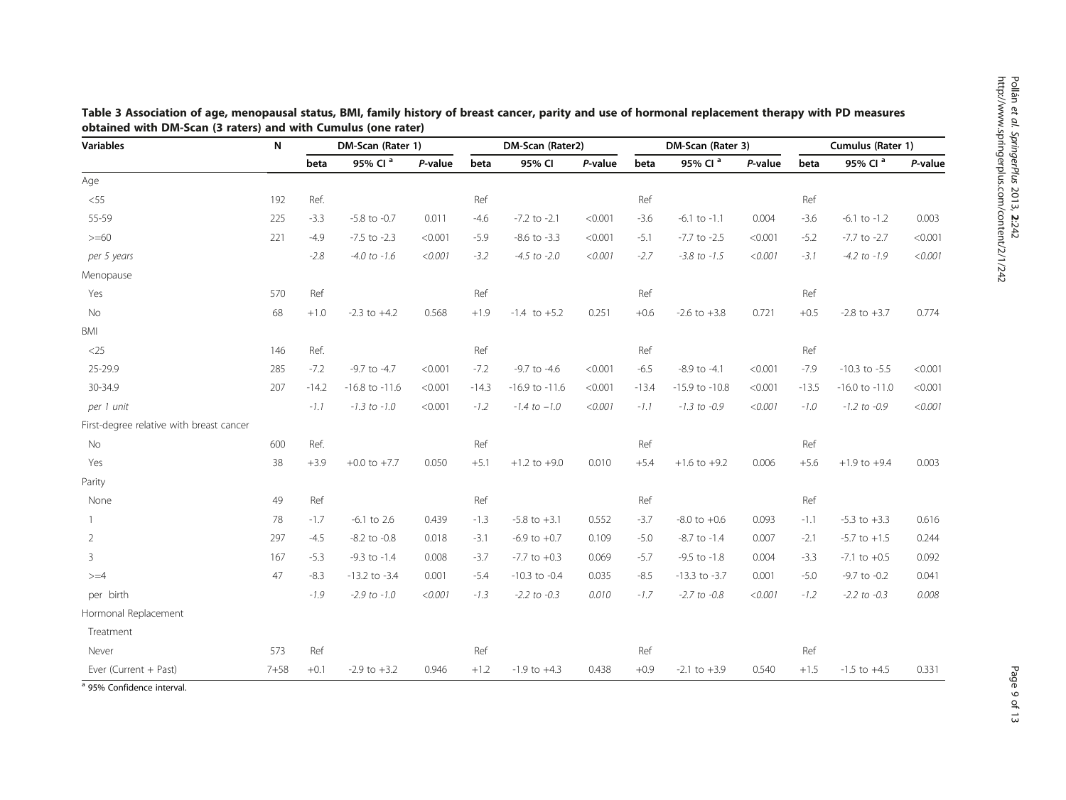**Table 3 Association of age, menopausal status, BMI, family history of breast cancer, parity and use of hormonal replacement therapy with PD measures obtained with DM-Scan (3 raters) and with Cumulus (one rater)**

| Variables | N | DM-Scan (Rater 1) | | | DM-Scan (Rater2) | | | DM-Scan (Rater 3) | | | Cumulus (Rater 1) | | |
|---|---|---|---|---|---|---|---|---|---|---|---|---|---|
| | | beta | 95% CI [a] | *P*-value | beta | 95% CI | *P*-value | beta | 95% CI [a] | *P*-value | beta | 95% CI [a] | *P*-value |
| Age | | | | | | | | | | | | | |
| <55 | 192 | Ref. | | | Ref | | | Ref | | | Ref | | |
| 55-59 | 225 | -3.3 | -5.8 to -0.7 | 0.011 | -4.6 | -7.2 to -2.1 | <0.001 | -3.6 | -6.1 to -1.1 | 0.004 | -3.6 | -6.1 to -1.2 | 0.003 |
| >=60 | 221 | -4.9 | -7.5 to -2.3 | <0.001 | -5.9 | -8.6 to -3.3 | <0.001 | -5.1 | -7.7 to -2.5 | <0.001 | -5.2 | -7.7 to -2.7 | <0.001 |
| *per 5 years* | | *-2.8* | *-4.0 to -1.6* | *<0.001* | *-3.2* | *-4.5 to -2.0* | *<0.001* | *-2.7* | *-3.8 to -1.5* | *<0.001* | *-3.1* | *-4.2 to -1.9* | *<0.001* |
| Menopause | | | | | | | | | | | | | |
| Yes | 570 | Ref | | | Ref | | | Ref | | | Ref | | |
| No | 68 | +1.0 | -2.3 to +4.2 | 0.568 | +1.9 | -1.4 to +5.2 | 0.251 | +0.6 | -2.6 to +3.8 | 0.721 | +0.5 | -2.8 to +3.7 | 0.774 |
| BMI | | | | | | | | | | | | | |
| <25 | 146 | Ref. | | | Ref | | | Ref | | | Ref | | |
| 25-29.9 | 285 | -7.2 | -9.7 to -4.7 | <0.001 | -7.2 | -9.7 to -4.6 | <0.001 | -6.5 | -8.9 to -4.1 | <0.001 | -7.9 | -10.3 to -5.5 | <0.001 |
| 30-34.9 | 207 | -14.2 | -16.8 to -11.6 | <0.001 | -14.3 | -16.9 to -11.6 | <0.001 | -13.4 | -15.9 to -10.8 | <0.001 | -13.5 | -16.0 to -11.0 | <0.001 |
| *per 1 unit* | | *-1.1* | *-1.3 to -1.0* | *<0.001* | *-1.2* | *-1.4 to −1.0* | *<0.001* | *-1.1* | *-1.3 to -0.9* | *<0.001* | *-1.0* | *-1.2 to -0.9* | *<0.001* |
| First-degree relative with breast cancer | | | | | | | | | | | | | |
| No | 600 | Ref. | | | Ref | | | Ref | | | Ref | | |
| Yes | 38 | +3.9 | +0.0 to +7.7 | 0.050 | +5.1 | +1.2 to +9.0 | 0.010 | +5.4 | +1.6 to +9.2 | 0.006 | +5.6 | +1.9 to +9.4 | 0.003 |
| Parity | | | | | | | | | | | | | |
| None | 49 | Ref | | | Ref | | | Ref | | | Ref | | |
| 1 | 78 | -1.7 | -6.1 to 2.6 | 0.439 | -1.3 | -5.8 to +3.1 | 0.552 | -3.7 | -8.0 to +0.6 | 0.093 | -1.1 | -5.3 to +3.3 | 0.616 |
| 2 | 297 | -4.5 | -8.2 to -0.8 | 0.018 | -3.1 | -6.9 to +0.7 | 0.109 | -5.0 | -8.7 to -1.4 | 0.007 | -2.1 | -5.7 to +1.5 | 0.244 |
| 3 | 167 | -5.3 | -9.3 to -1.4 | 0.008 | -3.7 | -7.7 to +0.3 | 0.069 | -5.7 | -9.5 to -1.8 | 0.004 | -3.3 | -7.1 to +0.5 | 0.092 |
| >=4 | 47 | -8.3 | -13.2 to -3.4 | 0.001 | -5.4 | -10.3 to -0.4 | 0.035 | -8.5 | -13.3 to -3.7 | 0.001 | -5.0 | -9.7 to -0.2 | 0.041 |
| per birth | | *-1.9* | *-2.9 to -1.0* | *<0.001* | *-1.3* | *-2.2 to -0.3* | *0.010* | *-1.7* | *-2.7 to -0.8* | *<0.001* | *-1.2* | *-2.2 to -0.3* | *0.008* |
| Hormonal Replacement | | | | | | | | | | | | | |
| Treatment | | | | | | | | | | | | | |
| Never | 573 | Ref | | | Ref | | | Ref | | | Ref | | |
| Ever (Current + Past) | 7+58 | +0.1 | -2.9 to +3.2 | 0.946 | +1.2 | -1.9 to +4.3 | 0.438 | +0.9 | -2.1 to +3.9 | 0.540 | +1.5 | -1.5 to +4.5 | 0.331 |

[a] 95% Confidence interval.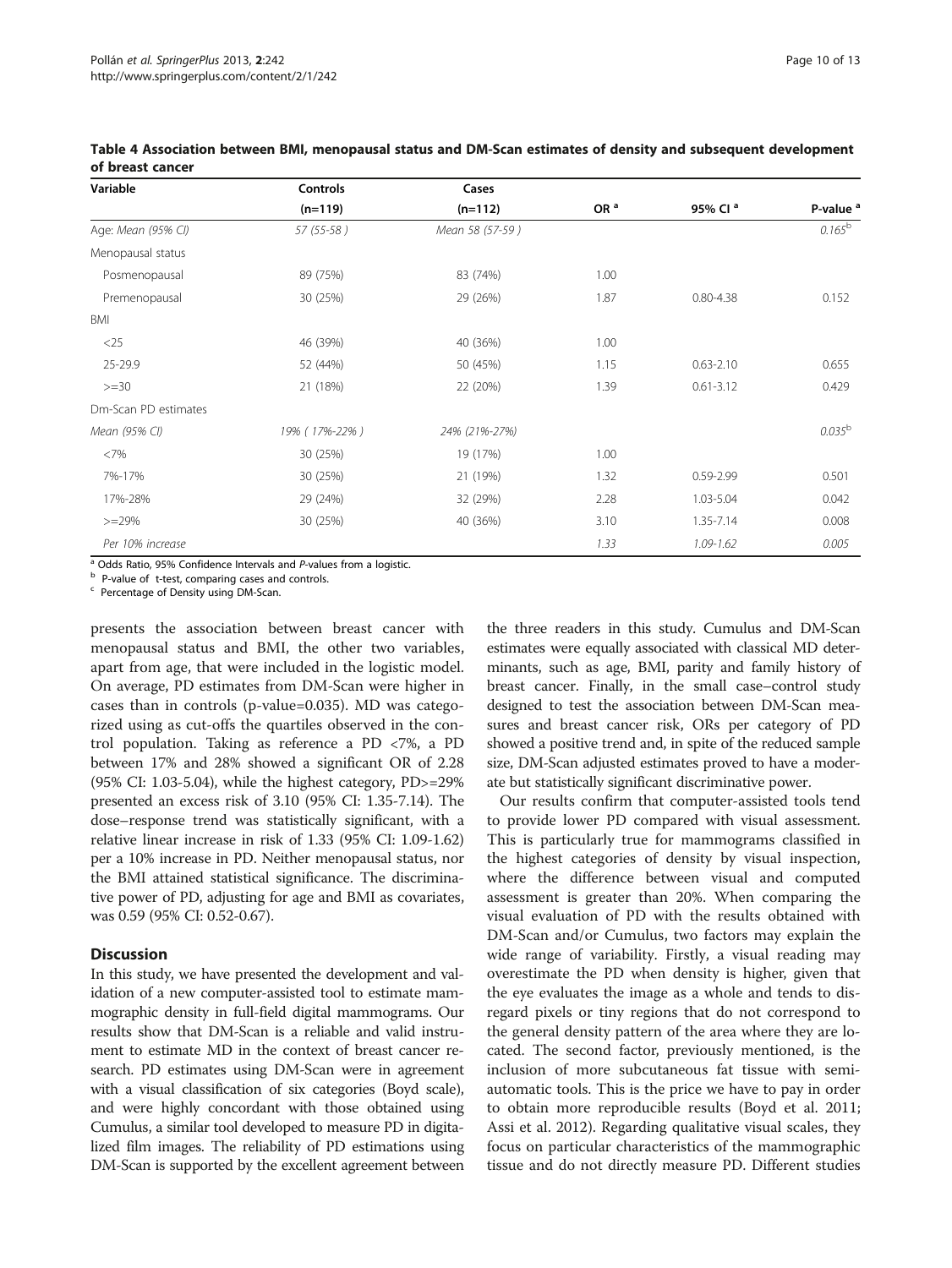**Table 4 Association between BMI, menopausal status and DM-Scan estimates of density and subsequent development of breast cancer**

| Variable | Controls (n=119) | Cases (n=112) | OR [a] | 95% CI [a] | P-value [a] |
|---|---|---|---|---|---|
| Age: *Mean (95% CI)* | *57 (55-58 )* | *Mean 58 (57-59 )* | | | *0.165* [b] |
| Menopausal status | | | | | |
| Posmenopausal | 89 (75%) | 83 (74%) | 1.00 | | |
| Premenopausal | 30 (25%) | 29 (26%) | 1.87 | 0.80-4.38 | 0.152 |
| BMI | | | | | |
| <25 | 46 (39%) | 40 (36%) | 1.00 | | |
| 25-29.9 | 52 (44%) | 50 (45%) | 1.15 | 0.63-2.10 | 0.655 |
| >=30 | 21 (18%) | 22 (20%) | 1.39 | 0.61-3.12 | 0.429 |
| Dm-Scan PD estimates | | | | | |
| *Mean (95% CI)* | *19% ( 17%-22% )* | *24% (21%-27%)* | | | *0.035* [b] |
| <7% | 30 (25%) | 19 (17%) | 1.00 | | |
| 7%-17% | 30 (25%) | 21 (19%) | 1.32 | 0.59-2.99 | 0.501 |
| 17%-28% | 29 (24%) | 32 (29%) | 2.28 | 1.03-5.04 | 0.042 |
| >=29% | 30 (25%) | 40 (36%) | 3.10 | 1.35-7.14 | 0.008 |
| *Per 10% increase* | | | *1.33* | *1.09-1.62* | *0.005* |

[a] Odds Ratio, 95% Confidence Intervals and *P*-values from a logistic.
[b] P-value of t-test, comparing cases and controls.
[c] Percentage of Density using DM-Scan.

presents the association between breast cancer with menopausal status and BMI, the other two variables, apart from age, that were included in the logistic model. On average, PD estimates from DM-Scan were higher in cases than in controls (p-value=0.035). MD was categorized using as cut-offs the quartiles observed in the control population. Taking as reference a PD <7%, a PD between 17% and 28% showed a significant OR of 2.28 (95% CI: 1.03-5.04), while the highest category, PD>=29% presented an excess risk of 3.10 (95% CI: 1.35-7.14). The dose–response trend was statistically significant, with a relative linear increase in risk of 1.33 (95% CI: 1.09-1.62) per a 10% increase in PD. Neither menopausal status, nor the BMI attained statistical significance. The discriminative power of PD, adjusting for age and BMI as covariates, was 0.59 (95% CI: 0.52-0.67).

## Discussion

In this study, we have presented the development and validation of a new computer-assisted tool to estimate mammographic density in full-field digital mammograms. Our results show that DM-Scan is a reliable and valid instrument to estimate MD in the context of breast cancer research. PD estimates using DM-Scan were in agreement with a visual classification of six categories (Boyd scale), and were highly concordant with those obtained using Cumulus, a similar tool developed to measure PD in digitalized film images. The reliability of PD estimations using DM-Scan is supported by the excellent agreement between the three readers in this study. Cumulus and DM-Scan estimates were equally associated with classical MD determinants, such as age, BMI, parity and family history of breast cancer. Finally, in the small case–control study designed to test the association between DM-Scan measures and breast cancer risk, ORs per category of PD showed a positive trend and, in spite of the reduced sample size, DM-Scan adjusted estimates proved to have a moderate but statistically significant discriminative power.

Our results confirm that computer-assisted tools tend to provide lower PD compared with visual assessment. This is particularly true for mammograms classified in the highest categories of density by visual inspection, where the difference between visual and computed assessment is greater than 20%. When comparing the visual evaluation of PD with the results obtained with DM-Scan and/or Cumulus, two factors may explain the wide range of variability. Firstly, a visual reading may overestimate the PD when density is higher, given that the eye evaluates the image as a whole and tends to disregard pixels or tiny regions that do not correspond to the general density pattern of the area where they are located. The second factor, previously mentioned, is the inclusion of more subcutaneous fat tissue with semi-automatic tools. This is the price we have to pay in order to obtain more reproducible results (Boyd et al. 2011; Assi et al. 2012). Regarding qualitative visual scales, they focus on particular characteristics of the mammographic tissue and do not directly measure PD. Different studies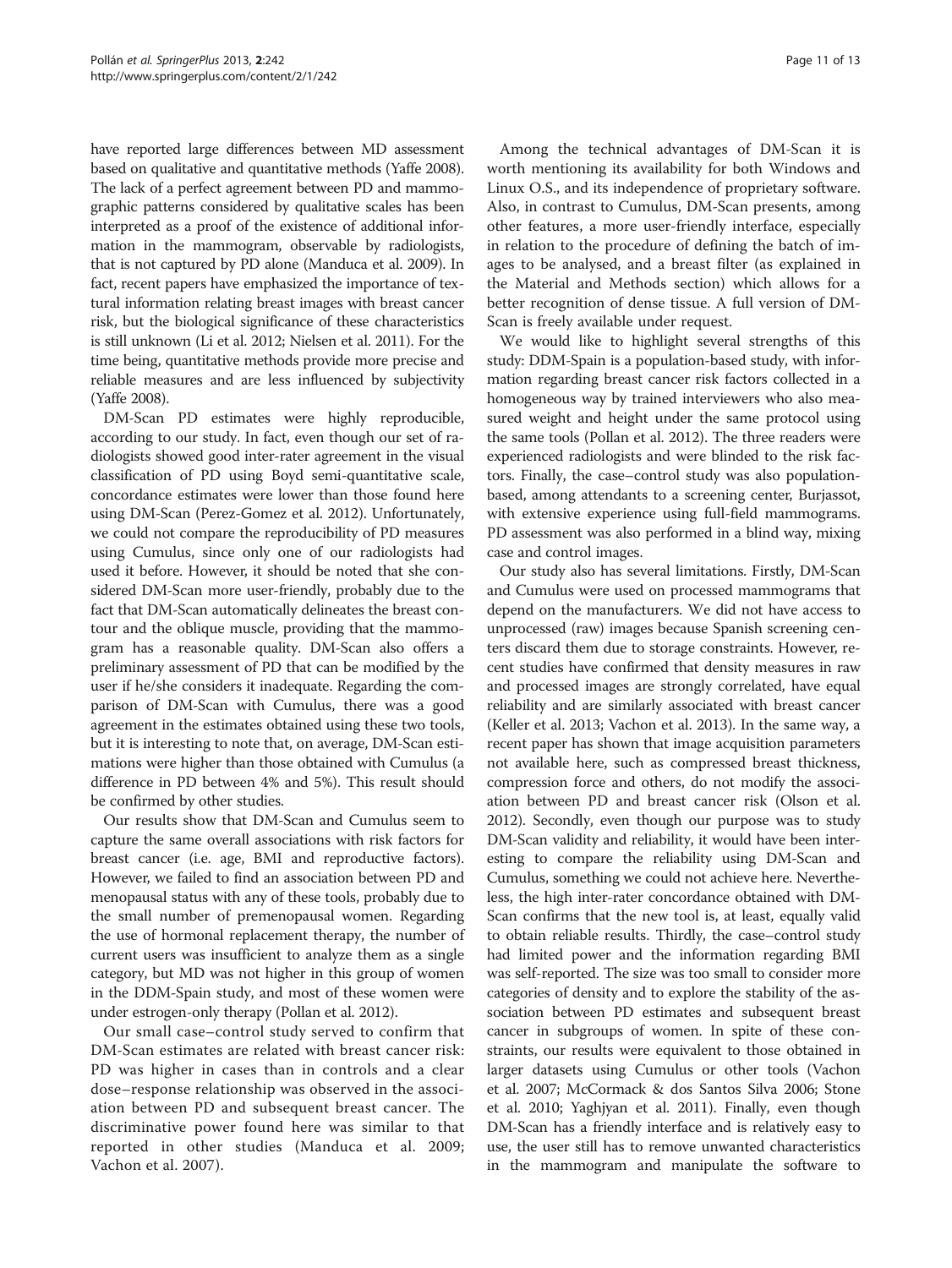have reported large differences between MD assessment based on qualitative and quantitative methods (Yaffe 2008). The lack of a perfect agreement between PD and mammographic patterns considered by qualitative scales has been interpreted as a proof of the existence of additional information in the mammogram, observable by radiologists, that is not captured by PD alone (Manduca et al. 2009). In fact, recent papers have emphasized the importance of textural information relating breast images with breast cancer risk, but the biological significance of these characteristics is still unknown (Li et al. 2012; Nielsen et al. 2011). For the time being, quantitative methods provide more precise and reliable measures and are less influenced by subjectivity (Yaffe 2008).

DM-Scan PD estimates were highly reproducible, according to our study. In fact, even though our set of radiologists showed good inter-rater agreement in the visual classification of PD using Boyd semi-quantitative scale, concordance estimates were lower than those found here using DM-Scan (Perez-Gomez et al. 2012). Unfortunately, we could not compare the reproducibility of PD measures using Cumulus, since only one of our radiologists had used it before. However, it should be noted that she considered DM-Scan more user-friendly, probably due to the fact that DM-Scan automatically delineates the breast contour and the oblique muscle, providing that the mammogram has a reasonable quality. DM-Scan also offers a preliminary assessment of PD that can be modified by the user if he/she considers it inadequate. Regarding the comparison of DM-Scan with Cumulus, there was a good agreement in the estimates obtained using these two tools, but it is interesting to note that, on average, DM-Scan estimations were higher than those obtained with Cumulus (a difference in PD between 4% and 5%). This result should be confirmed by other studies.

Our results show that DM-Scan and Cumulus seem to capture the same overall associations with risk factors for breast cancer (i.e. age, BMI and reproductive factors). However, we failed to find an association between PD and menopausal status with any of these tools, probably due to the small number of premenopausal women. Regarding the use of hormonal replacement therapy, the number of current users was insufficient to analyze them as a single category, but MD was not higher in this group of women in the DDM-Spain study, and most of these women were under estrogen-only therapy (Pollan et al. 2012).

Our small case–control study served to confirm that DM-Scan estimates are related with breast cancer risk: PD was higher in cases than in controls and a clear dose–response relationship was observed in the association between PD and subsequent breast cancer. The discriminative power found here was similar to that reported in other studies (Manduca et al. 2009; Vachon et al. 2007).

Among the technical advantages of DM-Scan it is worth mentioning its availability for both Windows and Linux O.S., and its independence of proprietary software. Also, in contrast to Cumulus, DM-Scan presents, among other features, a more user-friendly interface, especially in relation to the procedure of defining the batch of images to be analysed, and a breast filter (as explained in the Material and Methods section) which allows for a better recognition of dense tissue. A full version of DM-Scan is freely available under request.

We would like to highlight several strengths of this study: DDM-Spain is a population-based study, with information regarding breast cancer risk factors collected in a homogeneous way by trained interviewers who also measured weight and height under the same protocol using the same tools (Pollan et al. 2012). The three readers were experienced radiologists and were blinded to the risk factors. Finally, the case–control study was also population-based, among attendants to a screening center, Burjassot, with extensive experience using full-field mammograms. PD assessment was also performed in a blind way, mixing case and control images.

Our study also has several limitations. Firstly, DM-Scan and Cumulus were used on processed mammograms that depend on the manufacturers. We did not have access to unprocessed (raw) images because Spanish screening centers discard them due to storage constraints. However, recent studies have confirmed that density measures in raw and processed images are strongly correlated, have equal reliability and are similarly associated with breast cancer (Keller et al. 2013; Vachon et al. 2013). In the same way, a recent paper has shown that image acquisition parameters not available here, such as compressed breast thickness, compression force and others, do not modify the association between PD and breast cancer risk (Olson et al. 2012). Secondly, even though our purpose was to study DM-Scan validity and reliability, it would have been interesting to compare the reliability using DM-Scan and Cumulus, something we could not achieve here. Nevertheless, the high inter-rater concordance obtained with DM-Scan confirms that the new tool is, at least, equally valid to obtain reliable results. Thirdly, the case–control study had limited power and the information regarding BMI was self-reported. The size was too small to consider more categories of density and to explore the stability of the association between PD estimates and subsequent breast cancer in subgroups of women. In spite of these constraints, our results were equivalent to those obtained in larger datasets using Cumulus or other tools (Vachon et al. 2007; McCormack & dos Santos Silva 2006; Stone et al. 2010; Yaghjyan et al. 2011). Finally, even though DM-Scan has a friendly interface and is relatively easy to use, the user still has to remove unwanted characteristics in the mammogram and manipulate the software to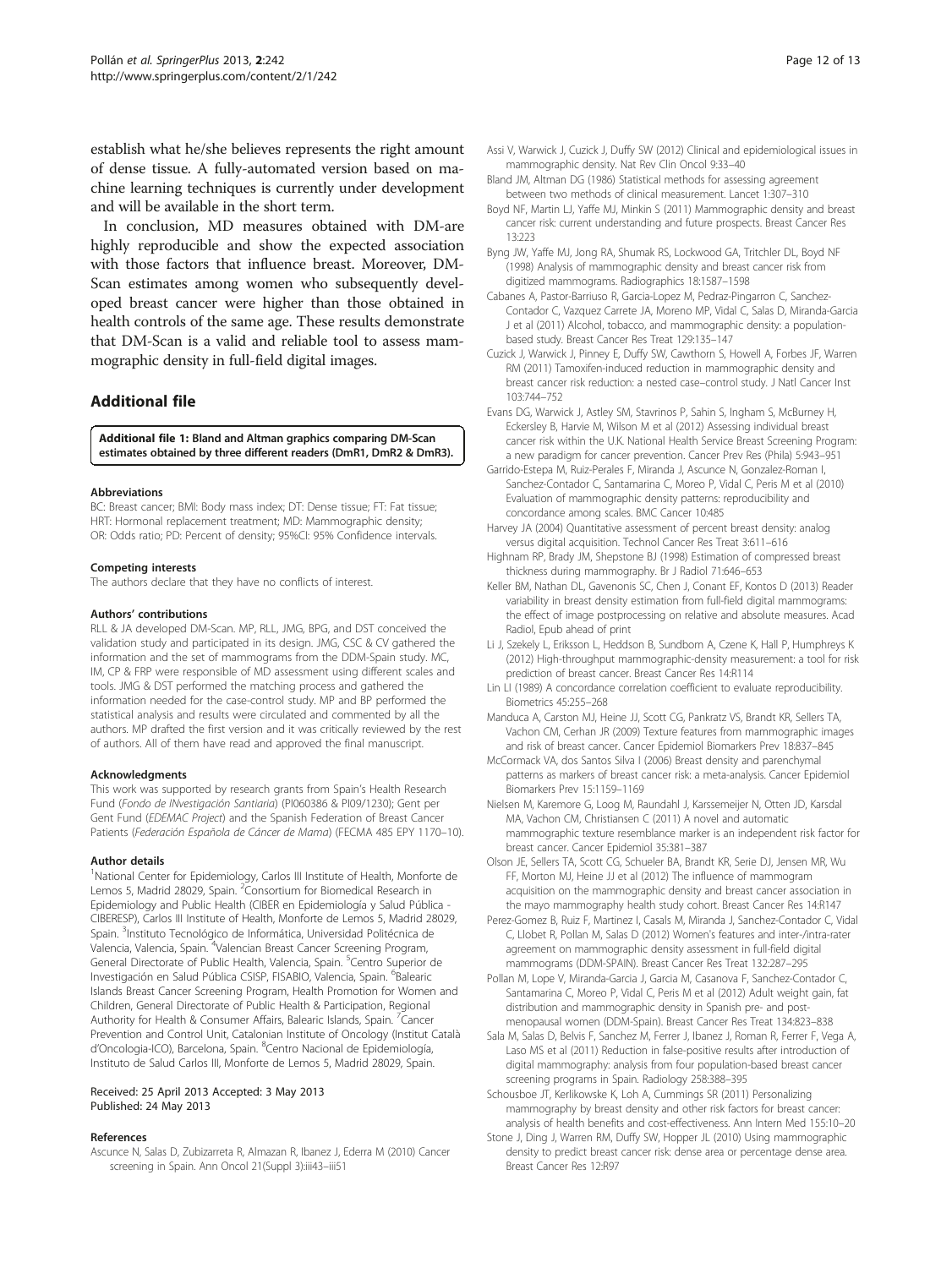establish what he/she believes represents the right amount of dense tissue. A fully-automated version based on machine learning techniques is currently under development and will be available in the short term.

In conclusion, MD measures obtained with DM-are highly reproducible and show the expected association with those factors that influence breast. Moreover, DM-Scan estimates among women who subsequently developed breast cancer were higher than those obtained in health controls of the same age. These results demonstrate that DM-Scan is a valid and reliable tool to assess mammographic density in full-field digital images.

## Additional file

**Additional file 1: Bland and Altman graphics comparing DM-Scan estimates obtained by three different readers (DmR1, DmR2 & DmR3).**

#### Abbreviations

BC: Breast cancer; BMI: Body mass index; DT: Dense tissue; FT: Fat tissue; HRT: Hormonal replacement treatment; MD: Mammographic density; OR: Odds ratio; PD: Percent of density; 95%CI: 95% Confidence intervals.

#### Competing interests

The authors declare that they have no conflicts of interest.

#### Authors' contributions

RLL & JA developed DM-Scan. MP, RLL, JMG, BPG, and DST conceived the validation study and participated in its design. JMG, CSC & CV gathered the information and the set of mammograms from the DDM-Spain study. MC, IM, CP & FRP were responsible of MD assessment using different scales and tools. JMG & DST performed the matching process and gathered the information needed for the case-control study. MP and BP performed the statistical analysis and results were circulated and commented by all the authors. MP drafted the first version and it was critically reviewed by the rest of authors. All of them have read and approved the final manuscript.

#### Acknowledgments

This work was supported by research grants from Spain's Health Research Fund (*Fondo de INvestigación Santiaria*) (PI060386 & PI09/1230); Gent per Gent Fund (*EDEMAC Project*) and the Spanish Federation of Breast Cancer Patients (*Federación Española de Cáncer de Mama*) (FECMA 485 EPY 1170–10).

#### Author details

[1]National Center for Epidemiology, Carlos III Institute of Health, Monforte de Lemos 5, Madrid 28029, Spain. [2]Consortium for Biomedical Research in Epidemiology and Public Health (CIBER en Epidemiología y Salud Pública - CIBERESP), Carlos III Institute of Health, Monforte de Lemos 5, Madrid 28029, Spain. [3]Instituto Tecnológico de Informática, Universidad Politécnica de Valencia, Valencia, Spain. [4]Valencian Breast Cancer Screening Program, General Directorate of Public Health, Valencia, Spain. [5]Centro Superior de Investigación en Salud Pública CSISP, FISABIO, Valencia, Spain. [6]Balearic Islands Breast Cancer Screening Program, Health Promotion for Women and Children, General Directorate of Public Health & Participation, Regional Authority for Health & Consumer Affairs, Balearic Islands, Spain. [7]Cancer Prevention and Control Unit, Catalonian Institute of Oncology (Institut Català d'Oncologia-ICO), Barcelona, Spain. [8]Centro Nacional de Epidemiología, Instituto de Salud Carlos III, Monforte de Lemos 5, Madrid 28029, Spain.

Received: 25 April 2013 Accepted: 3 May 2013
Published: 24 May 2013

#### References

Ascunce N, Salas D, Zubizarreta R, Almazan R, Ibanez J, Ederra M (2010) Cancer screening in Spain. Ann Oncol 21(Suppl 3):iii43–iii51

Assi V, Warwick J, Cuzick J, Duffy SW (2012) Clinical and epidemiological issues in mammographic density. Nat Rev Clin Oncol 9:33–40

Bland JM, Altman DG (1986) Statistical methods for assessing agreement between two methods of clinical measurement. Lancet 1:307–310

Boyd NF, Martin LJ, Yaffe MJ, Minkin S (2011) Mammographic density and breast cancer risk: current understanding and future prospects. Breast Cancer Res 13:223

Byng JW, Yaffe MJ, Jong RA, Shumak RS, Lockwood GA, Tritchler DL, Boyd NF (1998) Analysis of mammographic density and breast cancer risk from digitized mammograms. Radiographics 18:1587–1598

Cabanes A, Pastor-Barriuso R, Garcia-Lopez M, Pedraz-Pingarron C, Sanchez-Contador C, Vazquez Carrete JA, Moreno MP, Vidal C, Salas D, Miranda-Garcia J et al (2011) Alcohol, tobacco, and mammographic density: a population-based study. Breast Cancer Res Treat 129:135–147

Cuzick J, Warwick J, Pinney E, Duffy SW, Cawthorn S, Howell A, Forbes JF, Warren RM (2011) Tamoxifen-induced reduction in mammographic density and breast cancer risk reduction: a nested case–control study. J Natl Cancer Inst 103:744–752

Evans DG, Warwick J, Astley SM, Stavrinos P, Sahin S, Ingham S, McBurney H, Eckersley B, Harvie M, Wilson M et al (2012) Assessing individual breast cancer risk within the U.K. National Health Service Breast Screening Program: a new paradigm for cancer prevention. Cancer Prev Res (Phila) 5:943–951

Garrido-Estepa M, Ruiz-Perales F, Miranda J, Ascunce N, Gonzalez-Roman I, Sanchez-Contador C, Santamarina C, Moreo P, Vidal C, Peris M et al (2010) Evaluation of mammographic density patterns: reproducibility and concordance among scales. BMC Cancer 10:485

Harvey JA (2004) Quantitative assessment of percent breast density: analog versus digital acquisition. Technol Cancer Res Treat 3:611–616

Highnam RP, Brady JM, Shepstone BJ (1998) Estimation of compressed breast thickness during mammography. Br J Radiol 71:646–653

Keller BM, Nathan DL, Gavenonis SC, Chen J, Conant EF, Kontos D (2013) Reader variability in breast density estimation from full-field digital mammograms: the effect of image postprocessing on relative and absolute measures. Acad Radiol, Epub ahead of print

Li J, Szekely L, Eriksson L, Heddson B, Sundbom A, Czene K, Hall P, Humphreys K (2012) High-throughput mammographic-density measurement: a tool for risk prediction of breast cancer. Breast Cancer Res 14:R114

Lin LI (1989) A concordance correlation coefficient to evaluate reproducibility. Biometrics 45:255–268

Manduca A, Carston MJ, Heine JJ, Scott CG, Pankratz VS, Brandt KR, Sellers TA, Vachon CM, Cerhan JR (2009) Texture features from mammographic images and risk of breast cancer. Cancer Epidemiol Biomarkers Prev 18:837–845

McCormack VA, dos Santos Silva I (2006) Breast density and parenchymal patterns as markers of breast cancer risk: a meta-analysis. Cancer Epidemiol Biomarkers Prev 15:1159–1169

Nielsen M, Karemore G, Loog M, Raundahl J, Karssemeijer N, Otten JD, Karsdal MA, Vachon CM, Christiansen C (2011) A novel and automatic mammographic texture resemblance marker is an independent risk factor for breast cancer. Cancer Epidemiol 35:381–387

Olson JE, Sellers TA, Scott CG, Schueler BA, Brandt KR, Serie DJ, Jensen MR, Wu FF, Morton MJ, Heine JJ et al (2012) The influence of mammogram acquisition on the mammographic density and breast cancer association in the mayo mammography health study cohort. Breast Cancer Res 14:R147

Perez-Gomez B, Ruiz F, Martinez I, Casals M, Miranda J, Sanchez-Contador C, Vidal C, Llobet R, Pollan M, Salas D (2012) Women's features and inter-/intra-rater agreement on mammographic density assessment in full-field digital mammograms (DDM-SPAIN). Breast Cancer Res Treat 132:287–295

Pollan M, Lope V, Miranda-Garcia J, Garcia M, Casanova F, Sanchez-Contador C, Santamarina C, Moreo P, Vidal C, Peris M et al (2012) Adult weight gain, fat distribution and mammographic density in Spanish pre- and post-menopausal women (DDM-Spain). Breast Cancer Res Treat 134:823–838

Sala M, Salas D, Belvis F, Sanchez M, Ferrer J, Ibanez J, Roman R, Ferrer F, Vega A, Laso MS et al (2011) Reduction in false-positive results after introduction of digital mammography: analysis from four population-based breast cancer screening programs in Spain. Radiology 258:388–395

Schousboe JT, Kerlikowske K, Loh A, Cummings SR (2011) Personalizing mammography by breast density and other risk factors for breast cancer: analysis of health benefits and cost-effectiveness. Ann Intern Med 155:10–20

Stone J, Ding J, Warren RM, Duffy SW, Hopper JL (2010) Using mammographic density to predict breast cancer risk: dense area or percentage dense area. Breast Cancer Res 12:R97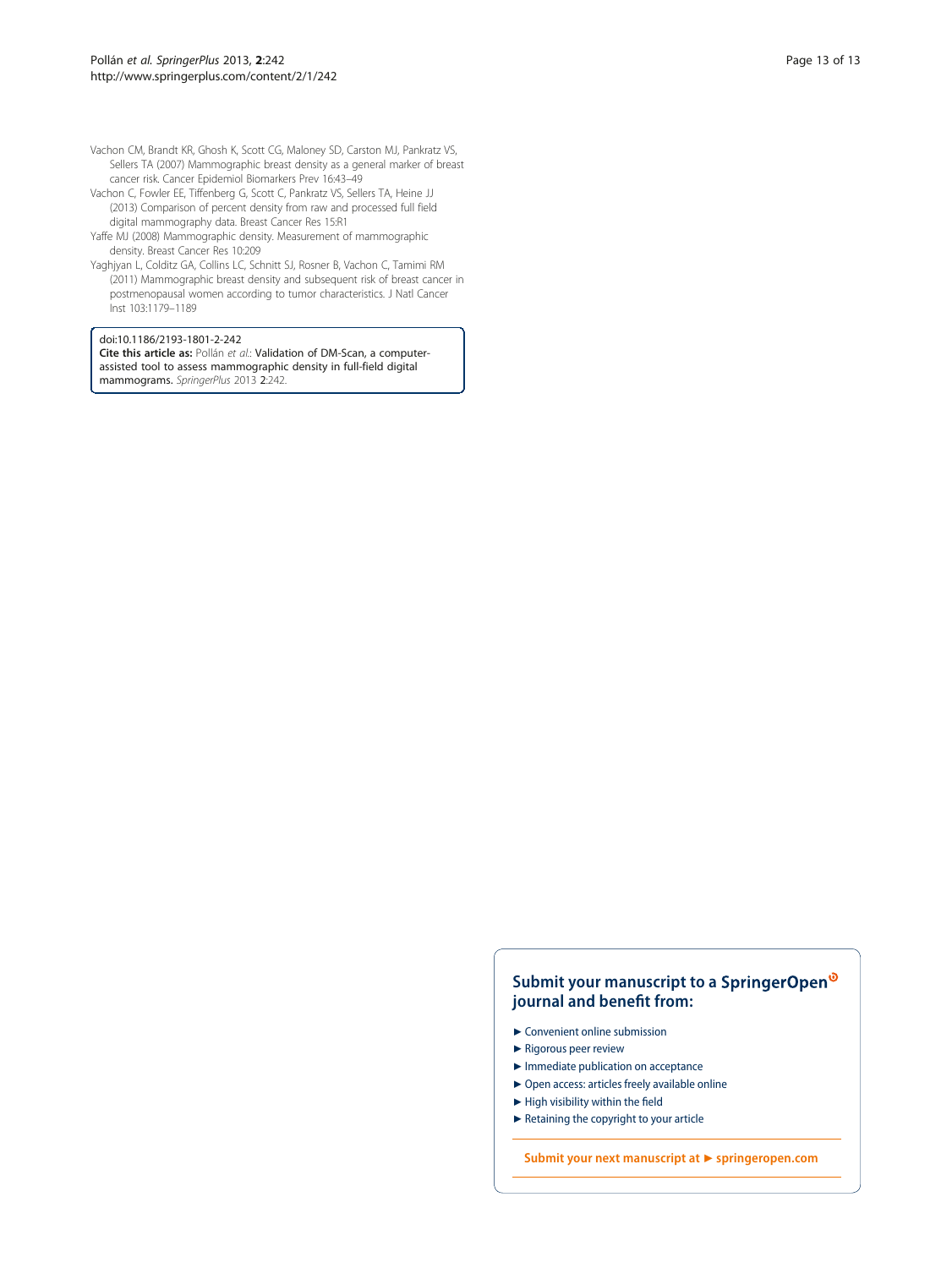Vachon CM, Brandt KR, Ghosh K, Scott CG, Maloney SD, Carston MJ, Pankratz VS, Sellers TA (2007) Mammographic breast density as a general marker of breast cancer risk. Cancer Epidemiol Biomarkers Prev 16:43–49

Vachon C, Fowler EE, Tiffenberg G, Scott C, Pankratz VS, Sellers TA, Heine JJ (2013) Comparison of percent density from raw and processed full field digital mammography data. Breast Cancer Res 15:R1

Yaffe MJ (2008) Mammographic density. Measurement of mammographic density. Breast Cancer Res 10:209

Yaghjyan L, Colditz GA, Collins LC, Schnitt SJ, Rosner B, Vachon C, Tamimi RM (2011) Mammographic breast density and subsequent risk of breast cancer in postmenopausal women according to tumor characteristics. J Natl Cancer Inst 103:1179–1189

doi:10.1186/2193-1801-2-242
**Cite this article as:** Pollán *et al.*: Validation of DM-Scan, a computer-assisted tool to assess mammographic density in full-field digital mammograms. *SpringerPlus* 2013 **2**:242.

**Submit your manuscript to a SpringerOpen journal and benefit from:**

► Convenient online submission
► Rigorous peer review
► Immediate publication on acceptance
► Open access: articles freely available online
► High visibility within the field
► Retaining the copyright to your article

**Submit your next manuscript at ► springeropen.com**